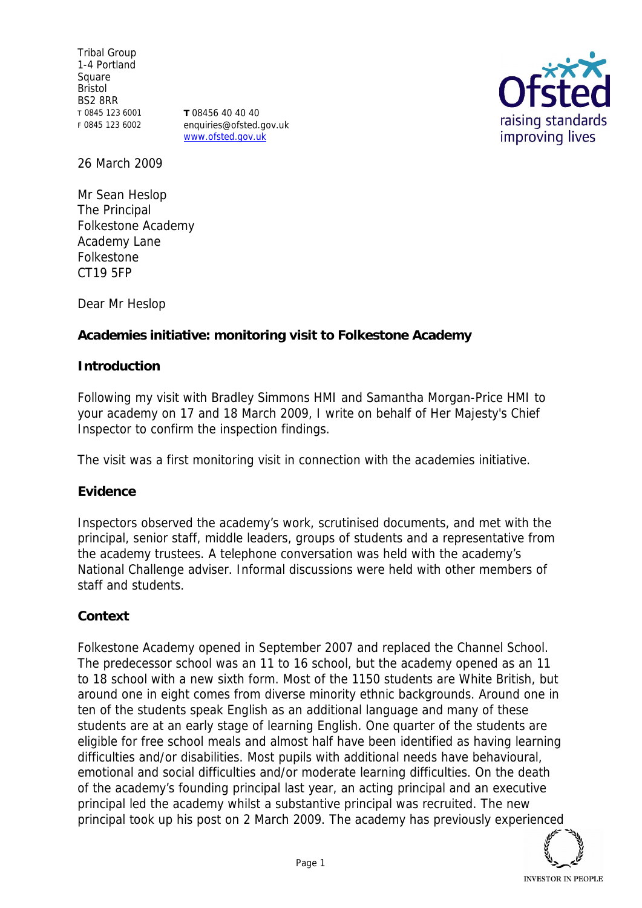Tribal Group
1-4 Portland Square
Bristol
BS2 8RR
T 0845 123 6001
F 0845 123 6002

**T** 08456 40 40 40
enquiries@ofsted.gov.uk
www.ofsted.gov.uk

26 March 2009

Mr Sean Heslop
The Principal
Folkestone Academy
Academy Lane
Folkestone
CT19 5FP

Dear Mr Heslop

**Academies initiative: monitoring visit to Folkestone Academy**

**Introduction**

Following my visit with Bradley Simmons HMI and Samantha Morgan-Price HMI to your academy on 17 and 18 March 2009, I write on behalf of Her Majesty's Chief Inspector to confirm the inspection findings.

The visit was a first monitoring visit in connection with the academies initiative.

**Evidence**

Inspectors observed the academy's work, scrutinised documents, and met with the principal, senior staff, middle leaders, groups of students and a representative from the academy trustees. A telephone conversation was held with the academy's National Challenge adviser. Informal discussions were held with other members of staff and students.

**Context**

Folkestone Academy opened in September 2007 and replaced the Channel School. The predecessor school was an 11 to 16 school, but the academy opened as an 11 to 18 school with a new sixth form. Most of the 1150 students are White British, but around one in eight comes from diverse minority ethnic backgrounds. Around one in ten of the students speak English as an additional language and many of these students are at an early stage of learning English. One quarter of the students are eligible for free school meals and almost half have been identified as having learning difficulties and/or disabilities. Most pupils with additional needs have behavioural, emotional and social difficulties and/or moderate learning difficulties. On the death of the academy's founding principal last year, an acting principal and an executive principal led the academy whilst a substantive principal was recruited. The new principal took up his post on 2 March 2009. The academy has previously experienced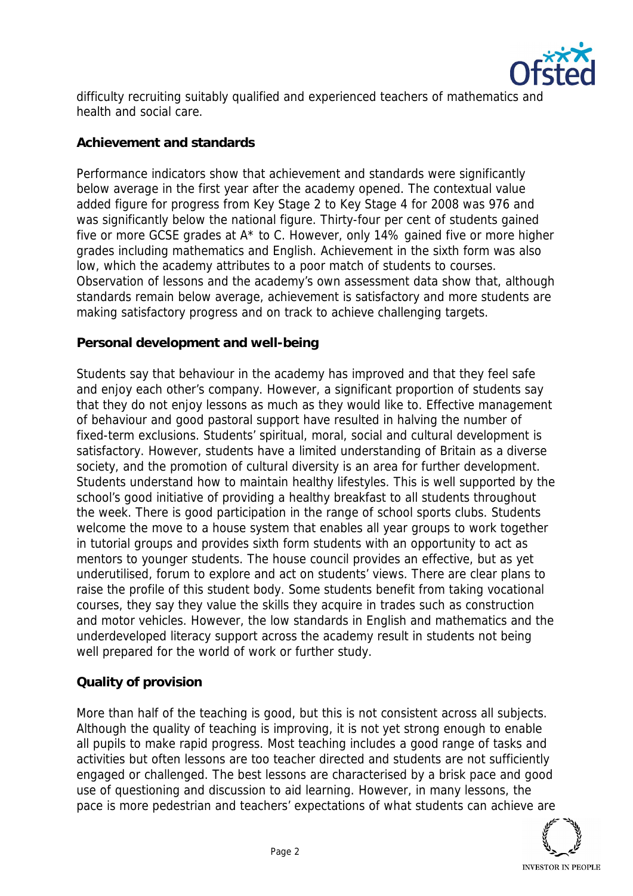difficulty recruiting suitably qualified and experienced teachers of mathematics and health and social care.

**Achievement and standards**

Performance indicators show that achievement and standards were significantly below average in the first year after the academy opened. The contextual value added figure for progress from Key Stage 2 to Key Stage 4 for 2008 was 976 and was significantly below the national figure. Thirty-four per cent of students gained five or more GCSE grades at A* to C. However, only 14% gained five or more higher grades including mathematics and English. Achievement in the sixth form was also low, which the academy attributes to a poor match of students to courses. Observation of lessons and the academy's own assessment data show that, although standards remain below average, achievement is satisfactory and more students are making satisfactory progress and on track to achieve challenging targets.

**Personal development and well-being**

Students say that behaviour in the academy has improved and that they feel safe and enjoy each other's company. However, a significant proportion of students say that they do not enjoy lessons as much as they would like to. Effective management of behaviour and good pastoral support have resulted in halving the number of fixed-term exclusions. Students' spiritual, moral, social and cultural development is satisfactory. However, students have a limited understanding of Britain as a diverse society, and the promotion of cultural diversity is an area for further development. Students understand how to maintain healthy lifestyles. This is well supported by the school's good initiative of providing a healthy breakfast to all students throughout the week. There is good participation in the range of school sports clubs. Students welcome the move to a house system that enables all year groups to work together in tutorial groups and provides sixth form students with an opportunity to act as mentors to younger students. The house council provides an effective, but as yet underutilised, forum to explore and act on students' views. There are clear plans to raise the profile of this student body. Some students benefit from taking vocational courses, they say they value the skills they acquire in trades such as construction and motor vehicles. However, the low standards in English and mathematics and the underdeveloped literacy support across the academy result in students not being well prepared for the world of work or further study.

**Quality of provision**

More than half of the teaching is good, but this is not consistent across all subjects. Although the quality of teaching is improving, it is not yet strong enough to enable all pupils to make rapid progress. Most teaching includes a good range of tasks and activities but often lessons are too teacher directed and students are not sufficiently engaged or challenged. The best lessons are characterised by a brisk pace and good use of questioning and discussion to aid learning. However, in many lessons, the pace is more pedestrian and teachers' expectations of what students can achieve are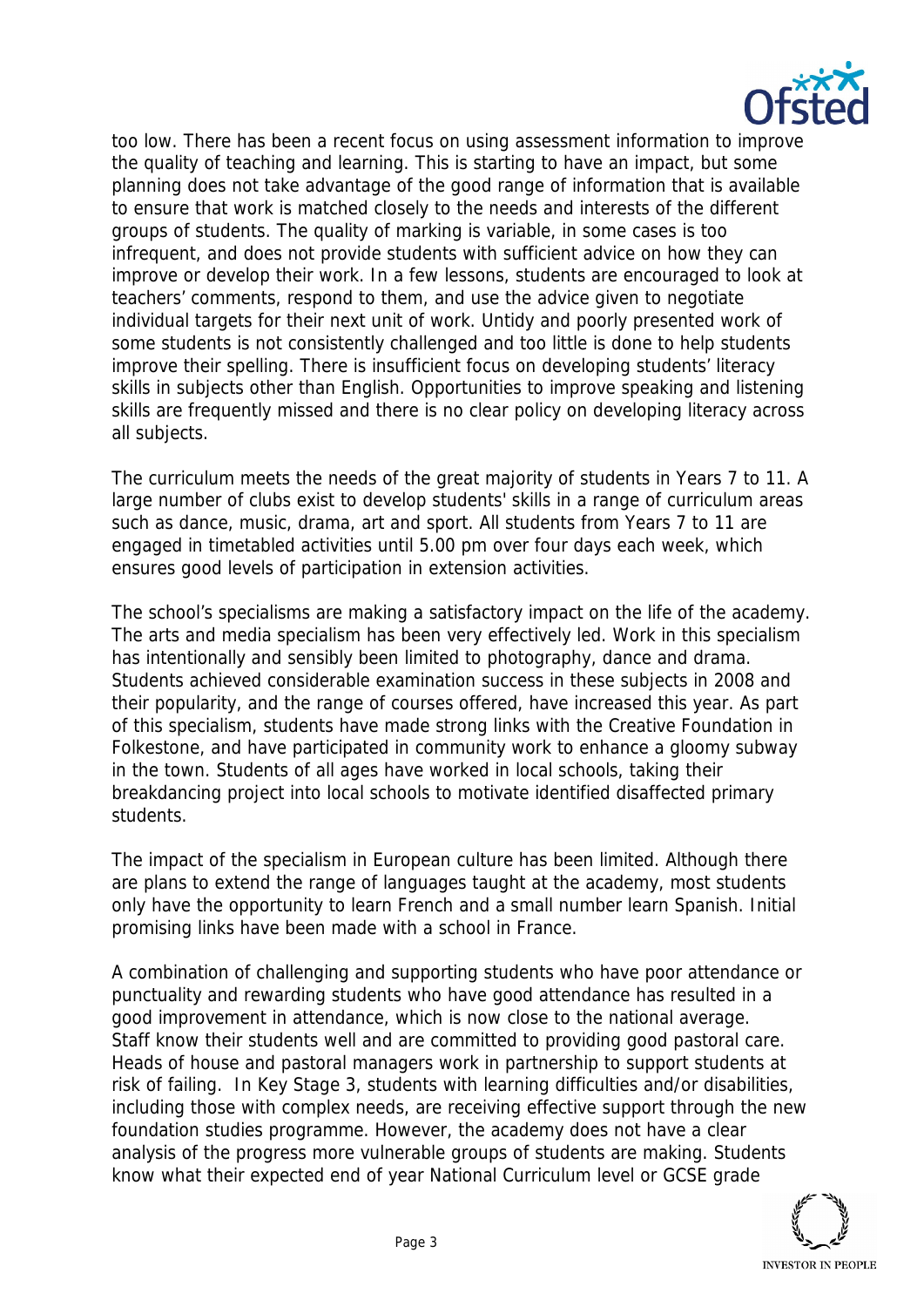too low. There has been a recent focus on using assessment information to improve the quality of teaching and learning. This is starting to have an impact, but some planning does not take advantage of the good range of information that is available to ensure that work is matched closely to the needs and interests of the different groups of students. The quality of marking is variable, in some cases is too infrequent, and does not provide students with sufficient advice on how they can improve or develop their work. In a few lessons, students are encouraged to look at teachers' comments, respond to them, and use the advice given to negotiate individual targets for their next unit of work. Untidy and poorly presented work of some students is not consistently challenged and too little is done to help students improve their spelling. There is insufficient focus on developing students' literacy skills in subjects other than English. Opportunities to improve speaking and listening skills are frequently missed and there is no clear policy on developing literacy across all subjects.

The curriculum meets the needs of the great majority of students in Years 7 to 11. A large number of clubs exist to develop students' skills in a range of curriculum areas such as dance, music, drama, art and sport. All students from Years 7 to 11 are engaged in timetabled activities until 5.00 pm over four days each week, which ensures good levels of participation in extension activities.

The school's specialisms are making a satisfactory impact on the life of the academy. The arts and media specialism has been very effectively led. Work in this specialism has intentionally and sensibly been limited to photography, dance and drama. Students achieved considerable examination success in these subjects in 2008 and their popularity, and the range of courses offered, have increased this year. As part of this specialism, students have made strong links with the Creative Foundation in Folkestone, and have participated in community work to enhance a gloomy subway in the town. Students of all ages have worked in local schools, taking their breakdancing project into local schools to motivate identified disaffected primary students.

The impact of the specialism in European culture has been limited. Although there are plans to extend the range of languages taught at the academy, most students only have the opportunity to learn French and a small number learn Spanish. Initial promising links have been made with a school in France.

A combination of challenging and supporting students who have poor attendance or punctuality and rewarding students who have good attendance has resulted in a good improvement in attendance, which is now close to the national average. Staff know their students well and are committed to providing good pastoral care. Heads of house and pastoral managers work in partnership to support students at risk of failing. In Key Stage 3, students with learning difficulties and/or disabilities, including those with complex needs, are receiving effective support through the new foundation studies programme. However, the academy does not have a clear analysis of the progress more vulnerable groups of students are making. Students know what their expected end of year National Curriculum level or GCSE grade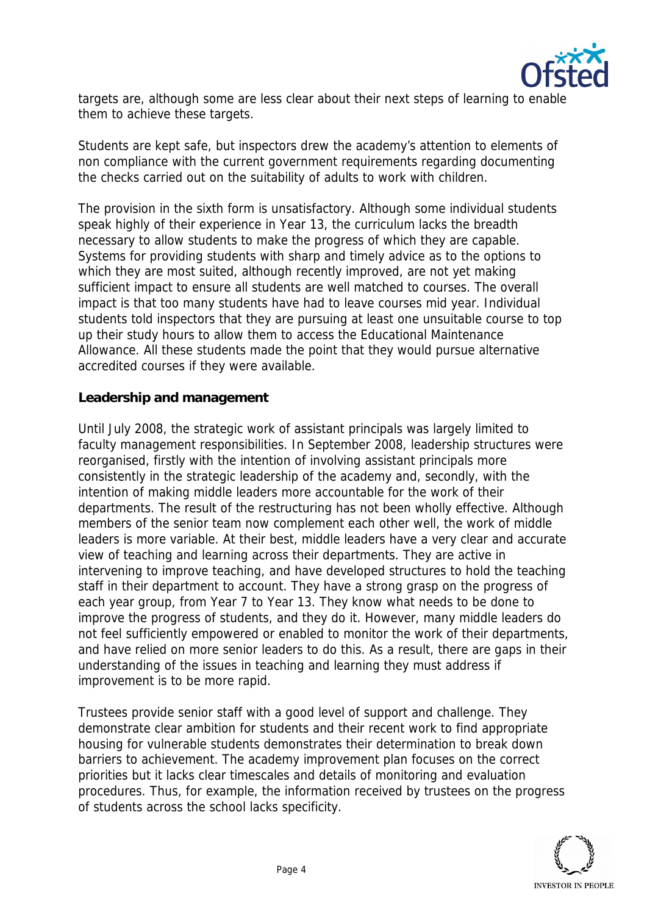targets are, although some are less clear about their next steps of learning to enable them to achieve these targets.

Students are kept safe, but inspectors drew the academy's attention to elements of non compliance with the current government requirements regarding documenting the checks carried out on the suitability of adults to work with children.

The provision in the sixth form is unsatisfactory. Although some individual students speak highly of their experience in Year 13, the curriculum lacks the breadth necessary to allow students to make the progress of which they are capable. Systems for providing students with sharp and timely advice as to the options to which they are most suited, although recently improved, are not yet making sufficient impact to ensure all students are well matched to courses. The overall impact is that too many students have had to leave courses mid year. Individual students told inspectors that they are pursuing at least one unsuitable course to top up their study hours to allow them to access the Educational Maintenance Allowance. All these students made the point that they would pursue alternative accredited courses if they were available.

**Leadership and management**

Until July 2008, the strategic work of assistant principals was largely limited to faculty management responsibilities. In September 2008, leadership structures were reorganised, firstly with the intention of involving assistant principals more consistently in the strategic leadership of the academy and, secondly, with the intention of making middle leaders more accountable for the work of their departments. The result of the restructuring has not been wholly effective. Although members of the senior team now complement each other well, the work of middle leaders is more variable. At their best, middle leaders have a very clear and accurate view of teaching and learning across their departments. They are active in intervening to improve teaching, and have developed structures to hold the teaching staff in their department to account. They have a strong grasp on the progress of each year group, from Year 7 to Year 13. They know what needs to be done to improve the progress of students, and they do it. However, many middle leaders do not feel sufficiently empowered or enabled to monitor the work of their departments, and have relied on more senior leaders to do this. As a result, there are gaps in their understanding of the issues in teaching and learning they must address if improvement is to be more rapid.

Trustees provide senior staff with a good level of support and challenge. They demonstrate clear ambition for students and their recent work to find appropriate housing for vulnerable students demonstrates their determination to break down barriers to achievement. The academy improvement plan focuses on the correct priorities but it lacks clear timescales and details of monitoring and evaluation procedures. Thus, for example, the information received by trustees on the progress of students across the school lacks specificity.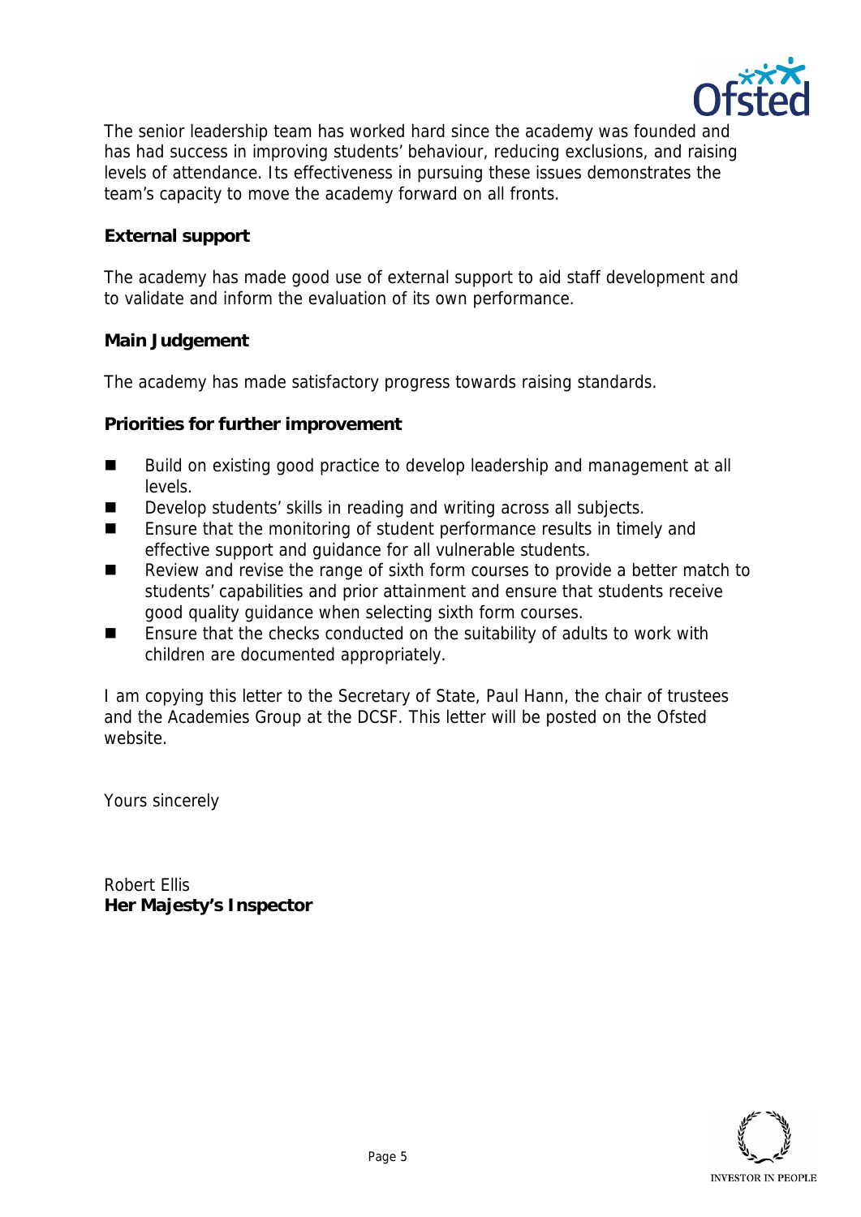The senior leadership team has worked hard since the academy was founded and has had success in improving students' behaviour, reducing exclusions, and raising levels of attendance. Its effectiveness in pursuing these issues demonstrates the team's capacity to move the academy forward on all fronts.

**External support**

The academy has made good use of external support to aid staff development and to validate and inform the evaluation of its own performance.

**Main Judgement**

The academy has made satisfactory progress towards raising standards.

**Priorities for further improvement**

- Build on existing good practice to develop leadership and management at all levels.
- Develop students' skills in reading and writing across all subjects.
- Ensure that the monitoring of student performance results in timely and effective support and guidance for all vulnerable students.
- Review and revise the range of sixth form courses to provide a better match to students' capabilities and prior attainment and ensure that students receive good quality guidance when selecting sixth form courses.
- Ensure that the checks conducted on the suitability of adults to work with children are documented appropriately.

I am copying this letter to the Secretary of State, Paul Hann, the chair of trustees and the Academies Group at the DCSF. This letter will be posted on the Ofsted website.

Yours sincerely

Robert Ellis
**Her Majesty's Inspector**